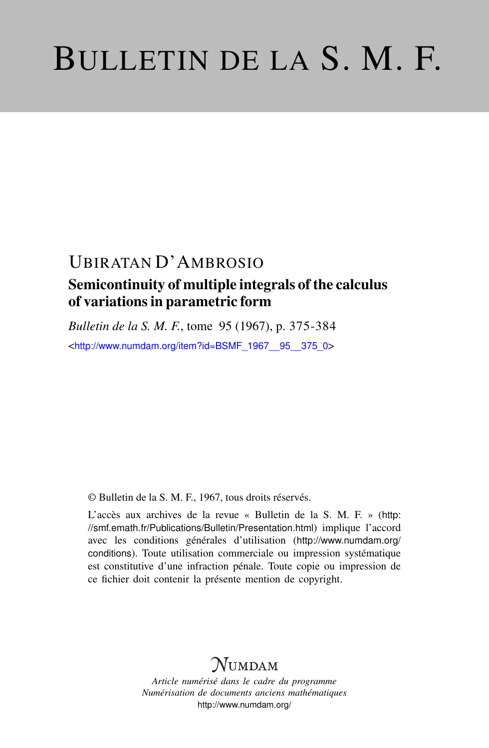# BULLETIN DE LA S. M. F.

UBIRATAN D'AMBROSIO

## Semicontinuity of multiple integrals of the calculus of variations in parametric form

*Bulletin de la S. M. F.*, tome 95 (1967), p. 375-384

<http://www.numdam.org/item?id=BSMF_1967__95__375_0>

© Bulletin de la S. M. F., 1967, tous droits réservés.

L'accès aux archives de la revue « Bulletin de la S. M. F. » (http://smf.emath.fr/Publications/Bulletin/Presentation.html) implique l'accord avec les conditions générales d'utilisation (http://www.numdam.org/conditions). Toute utilisation commerciale ou impression systématique est constitutive d'une infraction pénale. Toute copie ou impression de ce fichier doit contenir la présente mention de copyright.

NUMDAM

*Article numérisé dans le cadre du programme*
*Numérisation de documents anciens mathématiques*
http://www.numdam.org/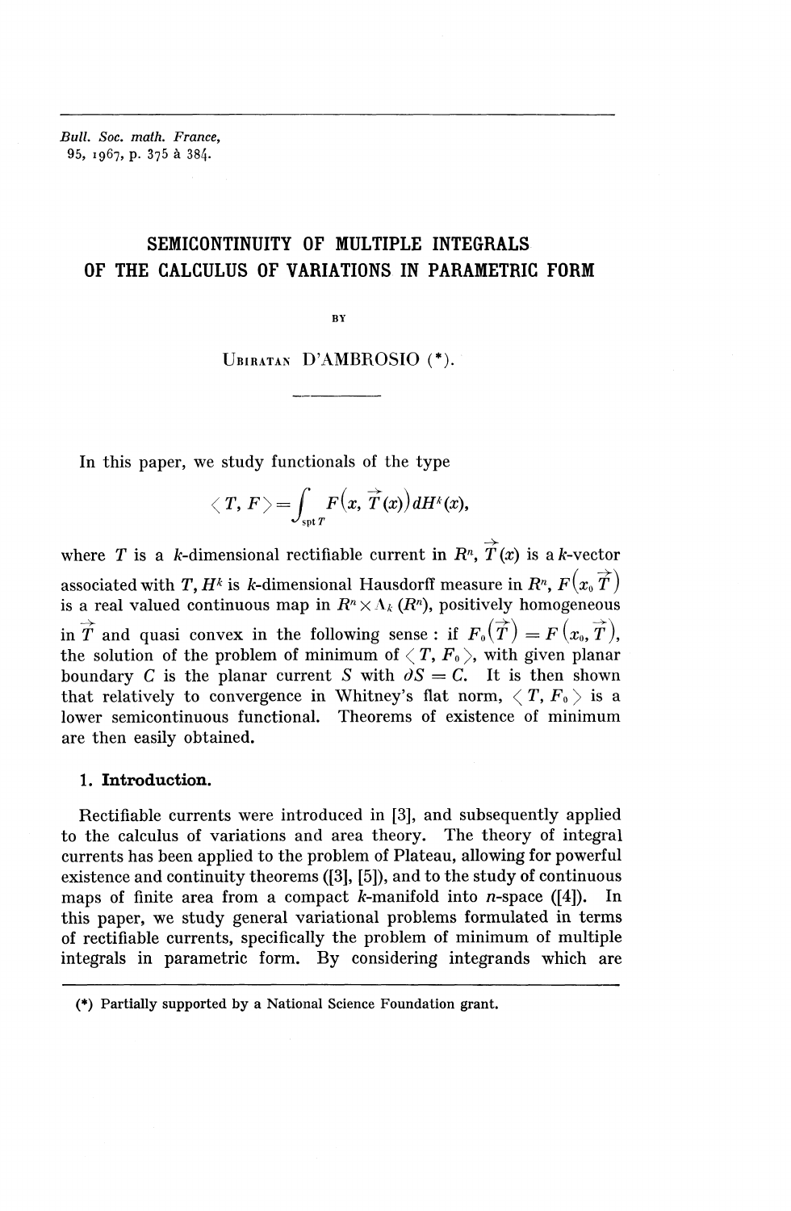# SEMICONTINUITY OF MULTIPLE INTEGRALS OF THE CALCULUS OF VARIATIONS IN PARAMETRIC FORM

BY

UBIRATAN D'AMBROSIO (*).

---

In this paper, we study functionals of the type

$$\langle T, F \rangle = \int_{\text{spt}\, T} F\big(x, \vec{T}(x)\big)\, dH^k(x),$$

where $T$ is a $k$-dimensional rectifiable current in $R^n$, $\vec{T}(x)$ is a $k$-vector associated with $T$, $H^k$ is $k$-dimensional Hausdorff measure in $R^n$, $F\big(x_0 \vec{T}\big)$ is a real valued continuous map in $R^n \times \Lambda_k(R^n)$, positively homogeneous in $\vec{T}$ and quasi convex in the following sense : if $F_0\big(\vec{T}\big) = F\big(x_0, \vec{T}\big)$, the solution of the problem of minimum of $\langle T, F_0 \rangle$, with given planar boundary $C$ is the planar current $S$ with $\partial S = C$. It is then shown that relatively to convergence in Whitney's flat norm, $\langle T, F_0 \rangle$ is a lower semicontinuous functional. Theorems of existence of minimum are then easily obtained.

## 1. Introduction.

Rectifiable currents were introduced in [3], and subsequently applied to the calculus of variations and area theory. The theory of integral currents has been applied to the problem of Plateau, allowing for powerful existence and continuity theorems ([3], [5]), and to the study of continuous maps of finite area from a compact $k$-manifold into $n$-space ([4]). In this paper, we study general variational problems formulated in terms of rectifiable currents, specifically the problem of minimum of multiple integrals in parametric form. By considering integrands which are

---

(*) Partially supported by a National Science Foundation grant.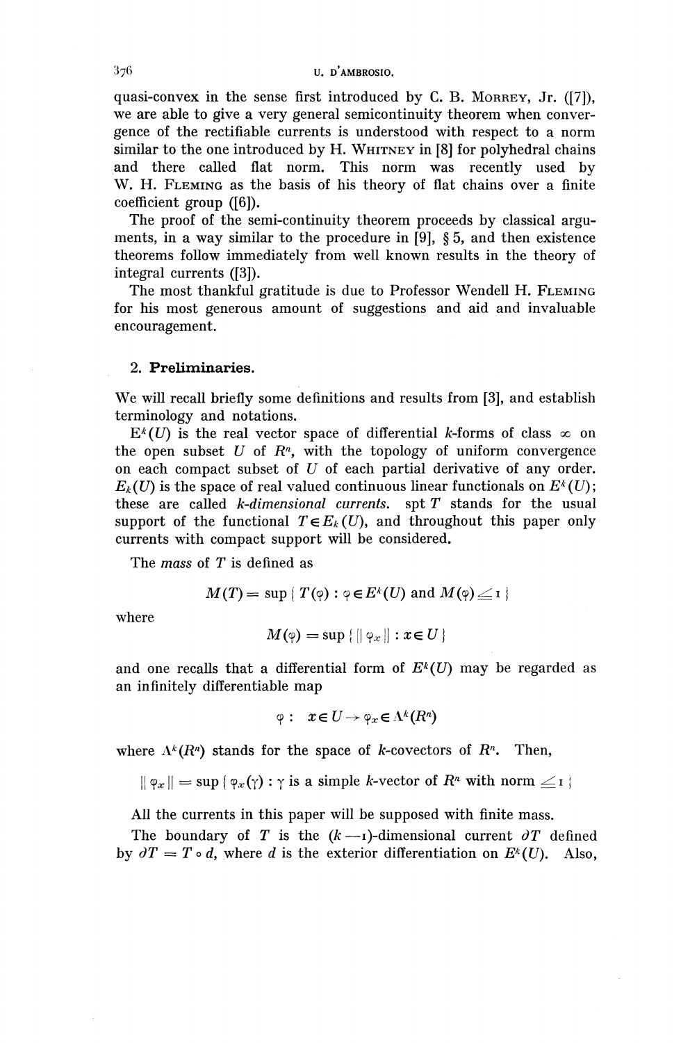quasi-convex in the sense first introduced by C. B. Morrey, Jr. ([7]), we are able to give a very general semicontinuity theorem when convergence of the rectifiable currents is understood with respect to a norm similar to the one introduced by H. Whitney in [8] for polyhedral chains and there called flat norm. This norm was recently used by W. H. Fleming as the basis of his theory of flat chains over a finite coefficient group ([6]).

The proof of the semi-continuity theorem proceeds by classical arguments, in a way similar to the procedure in [9], § 5, and then existence theorems follow immediately from well known results in the theory of integral currents ([3]).

The most thankful gratitude is due to Professor Wendell H. Fleming for his most generous amount of suggestions and aid and invaluable encouragement.

## 2. Preliminaries.

We will recall briefly some definitions and results from [3], and establish terminology and notations.

$E^k(U)$ is the real vector space of differential $k$-forms of class $\infty$ on the open subset $U$ of $R^n$, with the topology of uniform convergence on each compact subset of $U$ of each partial derivative of any order. $E_k(U)$ is the space of real valued continuous linear functionals on $E^k(U)$; these are called *k-dimensional currents*. spt $T$ stands for the usual support of the functional $T \in E_k(U)$, and throughout this paper only currents with compact support will be considered.

The *mass* of $T$ is defined as

$$M(T) = \sup \{ T(\varphi) : \varphi \in E^k(U) \text{ and } M(\varphi) \leqq 1 \}$$

where

$$M(\varphi) = \sup \{ \| \varphi_x \| : x \in U \}$$

and one recalls that a differential form of $E^k(U)$ may be regarded as an infinitely differentiable map

$$\varphi : \quad x \in U \rightarrow \varphi_x \in \Lambda^k(R^n)$$

where $\Lambda^k(R^n)$ stands for the space of $k$-covectors of $R^n$. Then,

$$\| \varphi_x \| = \sup \{ \varphi_x(\gamma) : \gamma \text{ is a simple } k\text{-vector of } R^n \text{ with norm } \leqq 1 \}$$

All the currents in this paper will be supposed with finite mass.

The boundary of $T$ is the $(k-1)$-dimensional current $\partial T$ defined by $\partial T = T \circ d$, where $d$ is the exterior differentiation on $E^k(U)$. Also,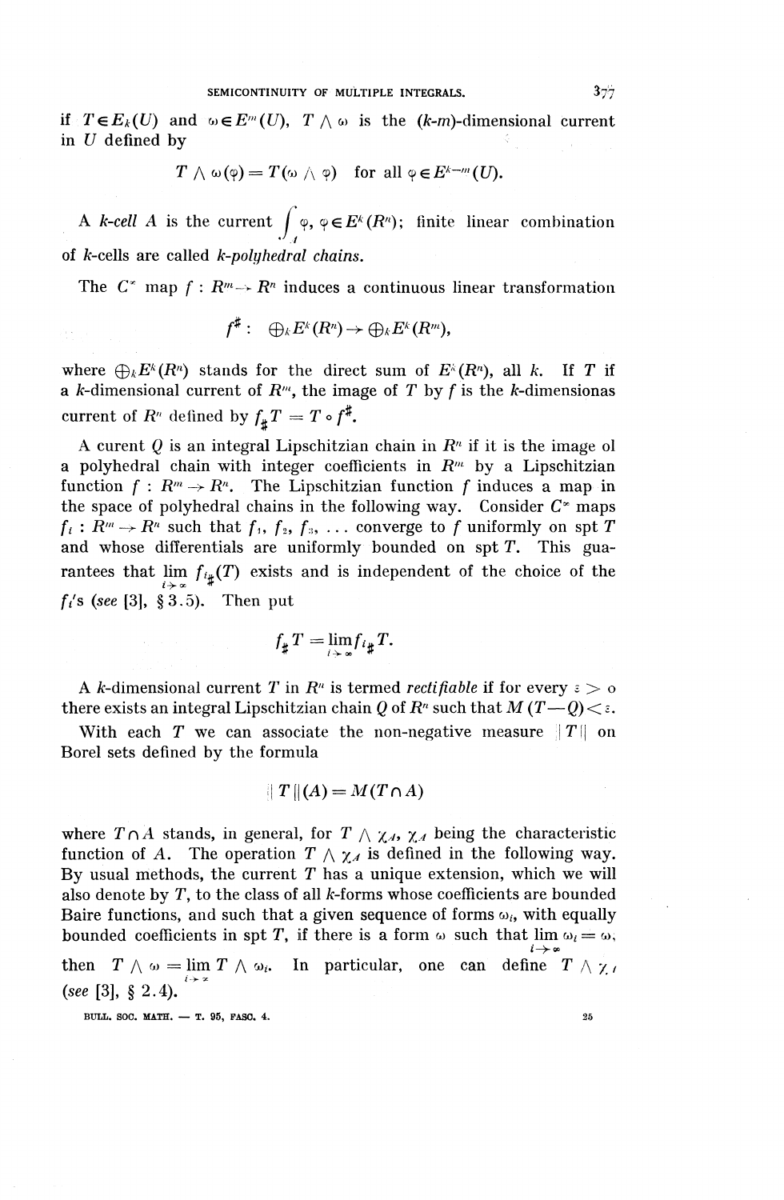if $T \in E_k(U)$ and $\omega \in E^m(U)$, $T \wedge \omega$ is the ($k$-$m$)-dimensional current in $U$ defined by

$$T \wedge \omega(\varphi) = T(\omega \wedge \varphi) \quad \text{for all } \varphi \in E^{k-m}(U).$$

A *k-cell* $A$ is the current $\int_A \varphi$, $\varphi \in E^k(R^n)$; finite linear combination of $k$-cells are called *k-polyhedral chains*.

The $C^\infty$ map $f : R^m \to R^n$ induces a continuous linear transformation

$$f^{\#} : \quad \oplus_k E^k(R^n) \to \oplus_k E^k(R^m),$$

where $\oplus_k E^k(R^n)$ stands for the direct sum of $E^k(R^n)$, all $k$. If $T$ if a $k$-dimensional current of $R^m$, the image of $T$ by $f$ is the $k$-dimensionas current of $R^n$ defined by $f_{\#} T = T \circ f^{\#}$.

A curent $Q$ is an integral Lipschitzian chain in $R^n$ if it is the image ol a polyhedral chain with integer coefficients in $R^m$ by a Lipschitzian function $f : R^m \to R^n$. The Lipschitzian function $f$ induces a map in the space of polyhedral chains in the following way. Consider $C^\infty$ maps $f_i : R^m \to R^n$ such that $f_1$, $f_2$, $f_3$, ... converge to $f$ uniformly on spt $T$ and whose differentials are uniformly bounded on spt $T$. This guarantees that $\lim\limits_{i \to \infty} f_{i\#}(T)$ exists and is independent of the choice of the $f_i$'s (*see* [3], § 3.5). Then put

$$f_{\#} T = \lim_{i \to \infty} f_{i\#} T.$$

A $k$-dimensional current $T$ in $R^n$ is termed *rectifiable* if for every $\varepsilon > 0$ there exists an integral Lipschitzian chain $Q$ of $R^n$ such that $M(T - Q) < \varepsilon$.

With each $T$ we can associate the non-negative measure $\|T\|$ on Borel sets defined by the formula

$$\|T\|(A) = M(T \cap A)$$

where $T \cap A$ stands, in general, for $T \wedge \chi_A$, $\chi_A$ being the characteristic function of $A$. The operation $T \wedge \chi_A$ is defined in the following way. By usual methods, the current $T$ has a unique extension, which we will also denote by $T$, to the class of all $k$-forms whose coefficients are bounded Baire functions, and such that a given sequence of forms $\omega_i$, with equally bounded coefficients in spt $T$, if there is a form $\omega$ such that $\lim\limits_{i \to \infty} \omega_i = \omega$, then $T \wedge \omega = \lim\limits_{i \to \infty} T \wedge \omega_i$. In particular, one can define $T \wedge \chi_A$ (*see* [3], § 2.4).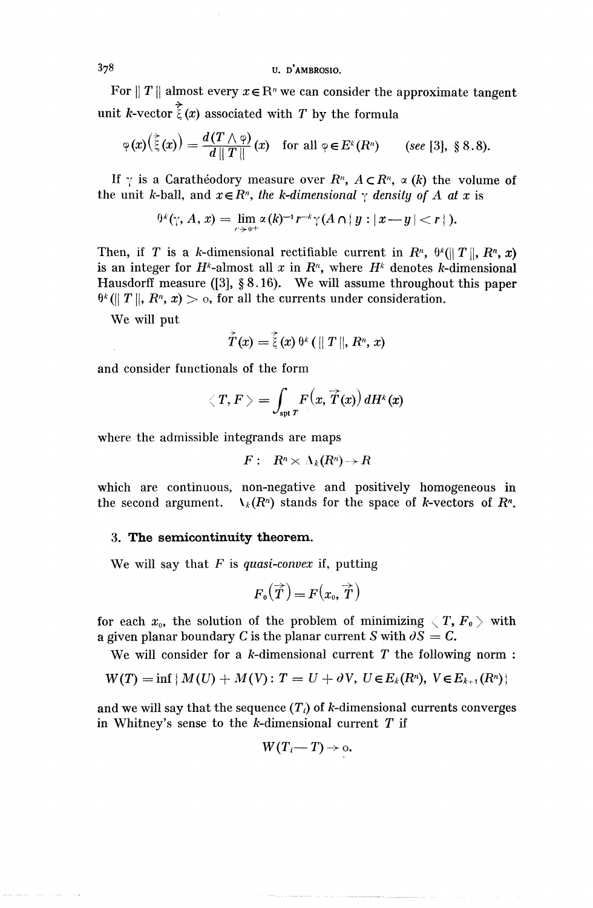For $\| T \|$ almost every $x \in \mathbb{R}^n$ we can consider the approximate tangent unit $k$-vector $\vec{\xi}(x)$ associated with $T$ by the formula

$$\varphi(x)\big(\vec{\xi}(x)\big) = \frac{d(T \wedge \varphi)}{d \| T \|}(x) \quad \text{for all } \varphi \in E^k(R^n) \qquad (\textit{see } [3], \S\, 8.8).$$

If $\gamma$ is a Carathéodory measure over $R^n$, $A \subset R^n$, $\alpha(k)$ the volume of the unit $k$-ball, and $x \in R^n$, *the $k$-dimensional $\gamma$ density of $A$ at $x$* is

$$\theta^k(\gamma, A, x) = \lim_{r \to 0+} \alpha(k)^{-1} r^{-k} \gamma(A \cap \{ y : | x - y | < r \}).$$

Then, if $T$ is a $k$-dimensional rectifiable current in $R^n$, $\theta^k(\| T \|, R^n, x)$ is an integer for $H^k$-almost all $x$ in $R^n$, where $H^k$ denotes $k$-dimensional Hausdorff measure ([3], § 8.16). We will assume throughout this paper $\theta^k(\| T \|, R^n, x) > 0$, for all the currents under consideration.

We will put

$$\vec{T}(x) = \vec{\xi}(x)\, \theta^k(\| T \|, R^n, x)$$

and consider functionals of the form

$$\langle T, F \rangle = \int_{\operatorname{spt} T} F\big(x, \vec{T}(x)\big)\, dH^k(x)$$

where the admissible integrands are maps

$$F : \; R^n \times \Lambda_k(R^n) \to R$$

which are continuous, non-negative and positively homogeneous in the second argument. $\Lambda_k(R^n)$ stands for the space of $k$-vectors of $R^n$.

## 3. The semicontinuity theorem.

We will say that $F$ is *quasi-convex* if, putting

$$F_0\big(\vec{T}\big) = F\big(x_0, \vec{T}\big)$$

for each $x_0$, the solution of the problem of minimizing $\langle T, F_0 \rangle$ with a given planar boundary $C$ is the planar current $S$ with $\partial S = C$.

We will consider for a $k$-dimensional current $T$ the following norm :

$$W(T) = \inf \{ M(U) + M(V) : T = U + \partial V,\ U \in E_k(R^n),\ V \in E_{k+1}(R^n) \}$$

and we will say that the sequence $(T_i)$ of $k$-dimensional currents converges in Whitney's sense to the $k$-dimensional current $T$ if

$$W(T_i - T) \to 0.$$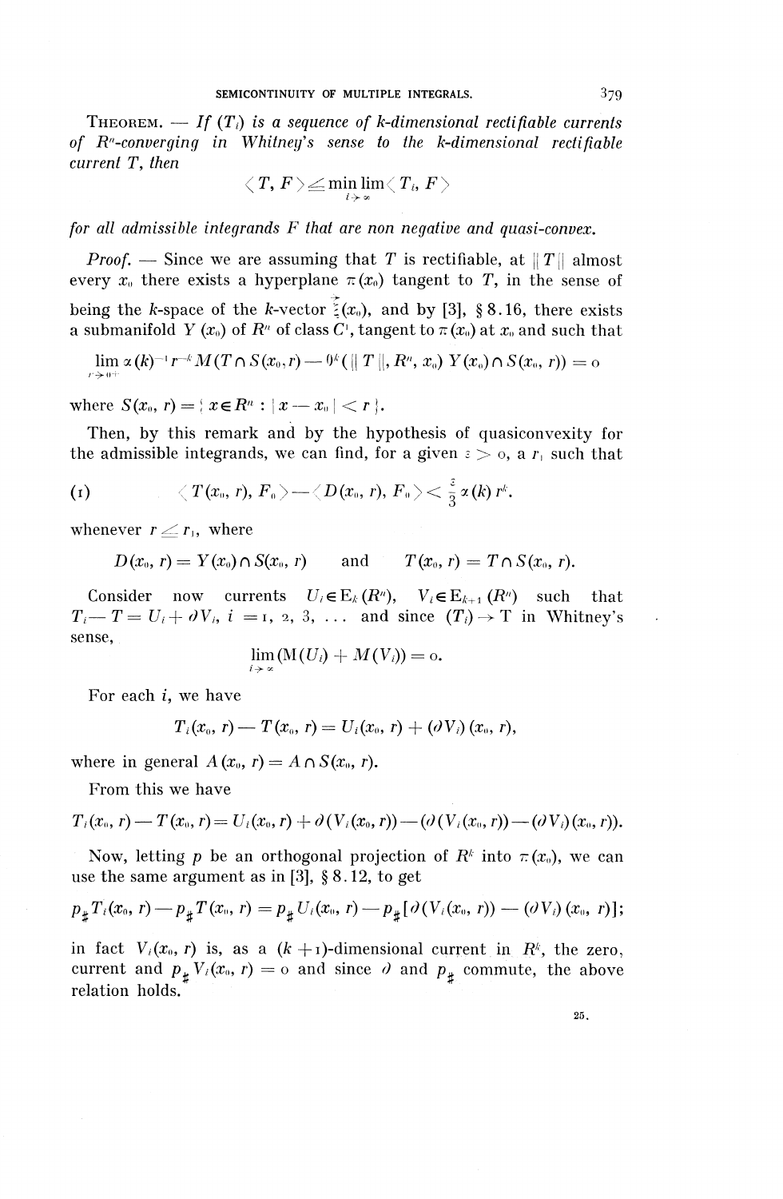**Theorem.** — *If $(T_i)$ is a sequence of k-dimensional rectifiable currents of $R^n$-converging in Whitney's sense to the k-dimensional rectifiable current T, then*

$$\langle T, F \rangle \leq \min_{i \to \infty} \lim \langle T_i, F \rangle$$

*for all admissible integrands F that are non negative and quasi-convex.*

*Proof.* — Since we are assuming that $T$ is rectifiable, at $\| T \|$ almost every $x_0$ there exists a hyperplane $\pi(x_0)$ tangent to $T$, in the sense of being the $k$-space of the $k$-vector $\vec{\xi}(x_0)$, and by [3], § 8.16, there exists a submanifold $Y(x_0)$ of $R^n$ of class $C^1$, tangent to $\pi(x_0)$ at $x_0$ and such that

$$\lim_{r \to 0+} \alpha(k)^{-1} r^{-k} M(T \cap S(x_0, r) - \Theta^k(\| T \|, R^n, x_0)\, Y(x_0) \cap S(x_0, r)) = 0$$

where $S(x_0, r) = \{ x \in R^n : | x - x_0 | < r \}$.

Then, by this remark and by the hypothesis of quasiconvexity for the admissible integrands, we can find, for a given $\varepsilon > 0$, a $r_1$ such that

$$\langle T(x_0, r), F_0 \rangle - \langle D(x_0, r), F_0 \rangle < \frac{\varepsilon}{3} \alpha(k) r^k. \tag{1}$$

whenever $r \leq r_1$, where

$$D(x_0, r) = Y(x_0) \cap S(x_0, r) \quad \text{and} \quad T(x_0, r) = T \cap S(x_0, r).$$

Consider now currents $U_i \in \mathrm{E}_k(R^n)$, $V_i \in \mathrm{E}_{k+1}(R^n)$ such that $T_i - T = U_i + \partial V_i$, $i = 1, 2, 3, \ldots$ and since $(T_i) \to T$ in Whitney's sense,

$$\lim_{i \to \infty} (\mathrm{M}(U_i) + M(V_i)) = 0.$$

For each $i$, we have

$$T_i(x_0, r) - T(x_0, r) = U_i(x_0, r) + (\partial V_i)(x_0, r),$$

where in general $A(x_0, r) = A \cap S(x_0, r)$.

From this we have

$$T_i(x_0, r) - T(x_0, r) = U_i(x_0, r) + \partial(V_i(x_0, r)) - (\partial(V_i(x_0, r)) - (\partial V_i)(x_0, r)).$$

Now, letting $p$ be an orthogonal projection of $R^k$ into $\pi(x_0)$, we can use the same argument as in [3], § 8.12, to get

$$p_{\#} T_i(x_0, r) - p_{\#} T(x_0, r) = p_{\#} U_i(x_0, r) - p_{\#}[\partial(V_i(x_0, r)) - (\partial V_i)(x_0, r)];$$

in fact $V_i(x_0, r)$ is, as a $(k+1)$-dimensional current in $R^k$, the zero, current and $p_{\#} V_i(x_0, r) = 0$ and since $\partial$ and $p_{\#}$ commute, the above relation holds.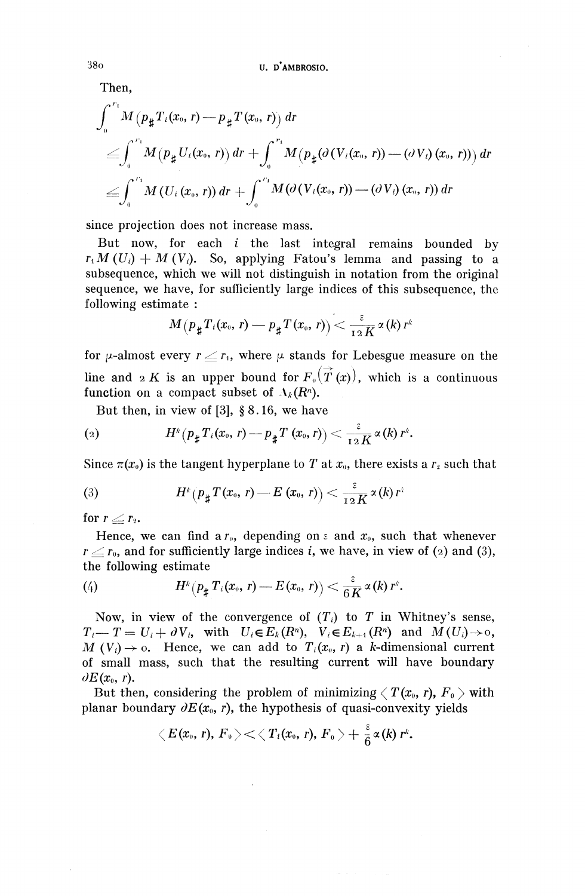Then,

$$\int_0^{r_1} M\left(p_{\#} T_i(x_0, r) - p_{\#} T(x_0, r)\right) dr$$

$$\leq \int_0^{r_1} M(p_{\#} U_i(x_0, r))\, dr + \int_0^{r_1} M\left(p_{\#}(\partial(V_i(x_0, r)) - (\partial V_i)(x_0, r))\right) dr$$

$$\leq \int_0^{r_1} M(U_i(x_0, r))\, dr + \int_0^{r_1} M(\partial(V_i(x_0, r)) - (\partial V_i)(x_0, r))\, dr$$

since projection does not increase mass.

But now, for each $i$ the last integral remains bounded by $r_1 M(U_i) + M(V_i)$. So, applying Fatou's lemma and passing to a subsequence, which we will not distinguish in notation from the original sequence, we have, for sufficiently large indices of this subsequence, the following estimate :

$$M\left(p_{\#} T_i(x_0, r) - p_{\#} T(x_0, r)\right) < \frac{\varepsilon}{12K} \alpha(k) r^k$$

for $\mu$-almost every $r \leq r_1$, where $\mu$ stands for Lebesgue measure on the line and $2K$ is an upper bound for $F_0(\vec{T}(x))$, which is a continuous function on a compact subset of $\Lambda_k(R^n)$.

But then, in view of [3], § 8.16, we have

$$H^k\left(p_{\#} T_i(x_0, r) - p_{\#} T(x_0, r)\right) < \frac{\varepsilon}{12K} \alpha(k) r^k. \tag{2}$$

Since $\pi(x_0)$ is the tangent hyperplane to $T$ at $x_0$, there exists a $r_2$ such that

$$H^k\left(p_{\#} T(x_0, r) - E(x_0, r)\right) < \frac{\varepsilon}{12K} \alpha(k) r^k \tag{3}$$

for $r \leq r_2$.

Hence, we can find a $r_0$, depending on $\varepsilon$ and $x_0$, such that whenever $r \leq r_0$, and for sufficiently large indices $i$, we have, in view of (2) and (3), the following estimate

$$H^k\left(p_{\#} T_i(x_0, r) - E(x_0, r)\right) < \frac{\varepsilon}{6K} \alpha(k) r^k. \tag{4}$$

Now, in view of the convergence of $(T_i)$ to $T$ in Whitney's sense, $T_i - T = U_i + \partial V_i$, with $U_i \in E_k(R^n)$, $V_i \in E_{k+1}(R^n)$ and $M(U_i) \to 0$, $M(V_i) \to 0$. Hence, we can add to $T_i(x_0, r)$ a $k$-dimensional current of small mass, such that the resulting current will have boundary $\partial E(x_0, r)$.

But then, considering the problem of minimizing $\langle T(x_0, r), F_0 \rangle$ with planar boundary $\partial E(x_0, r)$, the hypothesis of quasi-convexity yields

$$\langle E(x_0, r), F_0 \rangle < \langle T_i(x_0, r), F_0 \rangle + \frac{\varepsilon}{6} \alpha(k) r^k.$$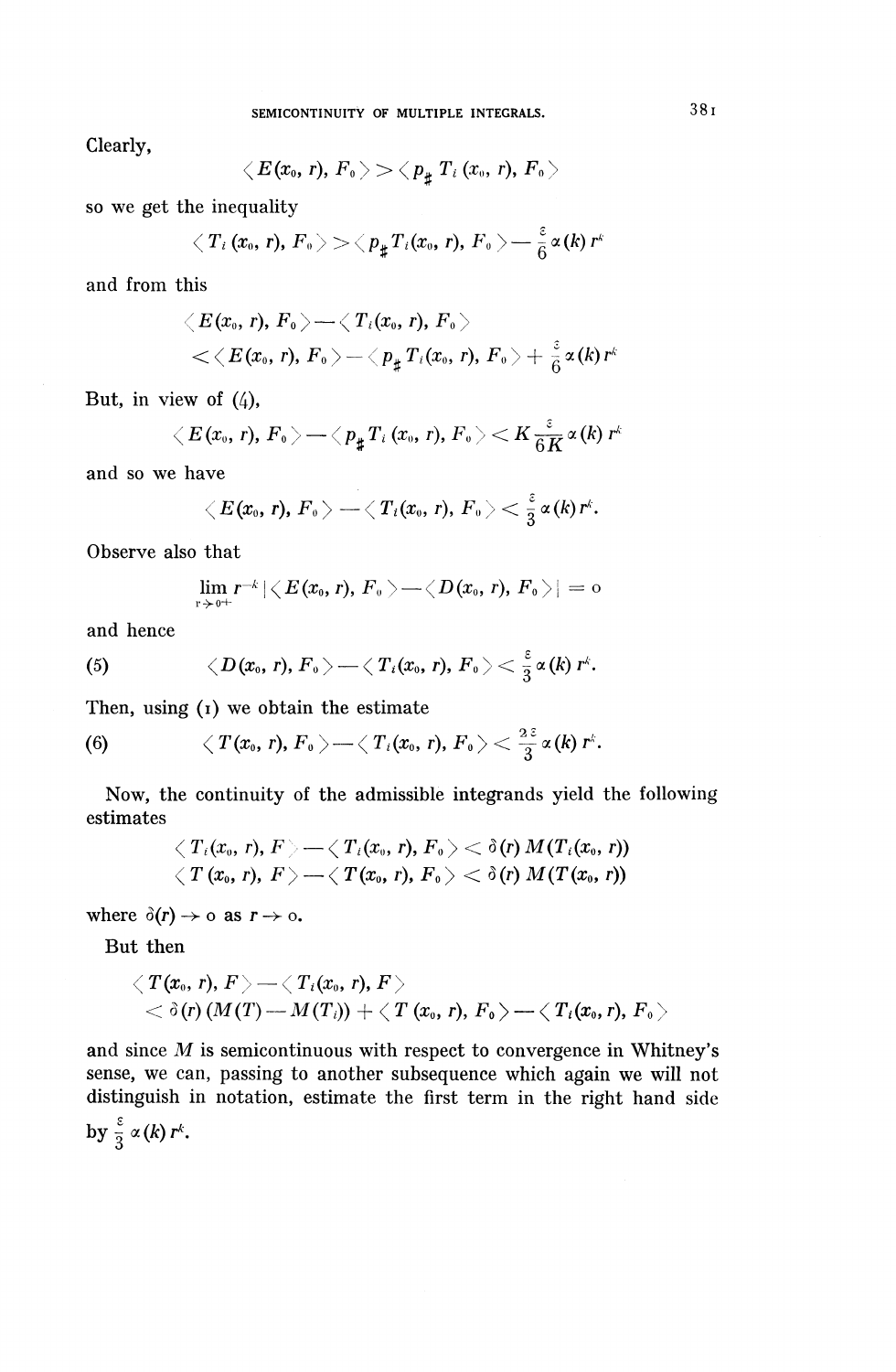Clearly,

$$\langle E(x_0, r), F_0 \rangle > \langle p_{\#} T_i(x_0, r), F_0 \rangle$$

so we get the inequality

$$\langle T_i(x_0, r), F_0 \rangle > \langle p_{\#} T_i(x_0, r), F_0 \rangle - \frac{\varepsilon}{6} \alpha(k) r^k$$

and from this

$$\langle E(x_0, r), F_0 \rangle - \langle T_i(x_0, r), F_0 \rangle$$
$$< \langle E(x_0, r), F_0 \rangle - \langle p_{\#} T_i(x_0, r), F_0 \rangle + \frac{\varepsilon}{6} \alpha(k) r^k$$

But, in view of (4),

$$\langle E(x_0, r), F_0 \rangle - \langle p_{\#} T_i(x_0, r), F_0 \rangle < K \frac{\varepsilon}{6K} \alpha(k) r^k$$

and so we have

$$\langle E(x_0, r), F_0 \rangle - \langle T_i(x_0, r), F_0 \rangle < \frac{\varepsilon}{3} \alpha(k) r^k.$$

Observe also that

$$\lim_{r \to 0+} r^{-k} | \langle E(x_0, r), F_0 \rangle - \langle D(x_0, r), F_0 \rangle | = 0$$

and hence

$$\langle D(x_0, r), F_0 \rangle - \langle T_i(x_0, r), F_0 \rangle < \frac{\varepsilon}{3} \alpha(k) r^k. \tag{5}$$

Then, using (1) we obtain the estimate

$$\langle T(x_0, r), F_0 \rangle - \langle T_i(x_0, r), F_0 \rangle < \frac{2\varepsilon}{3} \alpha(k) r^k. \tag{6}$$

Now, the continuity of the admissible integrands yield the following estimates

$$\langle T_i(x_0, r), F \rangle - \langle T_i(x_0, r), F_0 \rangle < \delta(r) M(T_i(x_0, r))$$
$$\langle T(x_0, r), F \rangle - \langle T(x_0, r), F_0 \rangle < \delta(r) M(T(x_0, r))$$

where $\delta(r) \to 0$ as $r \to 0$.

But then

$$\langle T(x_0, r), F \rangle - \langle T_i(x_0, r), F \rangle$$
$$< \delta(r) (M(T) - M(T_i)) + \langle T(x_0, r), F_0 \rangle - \langle T_i(x_0, r), F_0 \rangle$$

and since $M$ is semicontinuous with respect to convergence in Whitney's sense, we can, passing to another subsequence which again we will not distinguish in notation, estimate the first term in the right hand side by $\frac{\varepsilon}{3} \alpha(k) r^k$.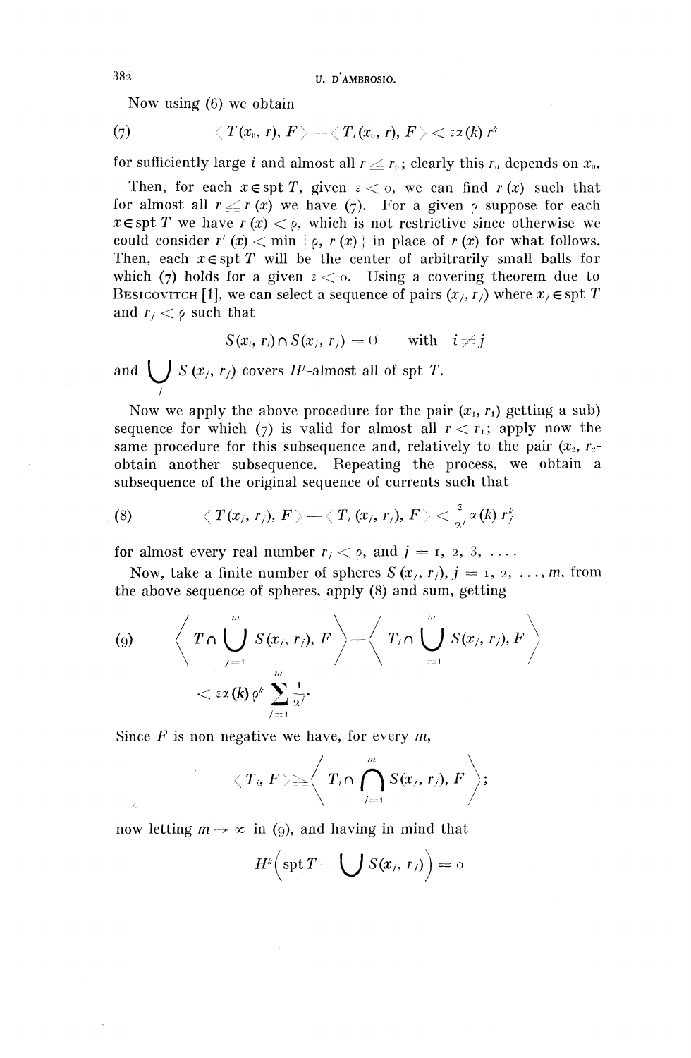Now using (6) we obtain

$$(7) \qquad \langle T(x_0, r), F \rangle - \langle T_i(x_0, r), F \rangle < \varepsilon \alpha(k) r^k$$

for sufficiently large $i$ and almost all $r \leq r_0$; clearly this $r_0$ depends on $x_0$.

Then, for each $x \in \operatorname{spt} T$, given $\varepsilon < 0$, we can find $r(x)$ such that for almost all $r \leq r(x)$ we have (7). For a given $\rho$ suppose for each $x \in \operatorname{spt} T$ we have $r(x) < \rho$, which is not restrictive since otherwise we could consider $r'(x) < \min \{\rho, r(x)\}$ in place of $r(x)$ for what follows. Then, each $x \in \operatorname{spt} T$ will be the center of arbitrarily small balls for which (7) holds for a given $\varepsilon < 0$. Using a covering theorem due to Besicovitch [1], we can select a sequence of pairs $(x_j, r_j)$ where $x_j \in \operatorname{spt} T$ and $r_j < \rho$ such that

$$S(x_i, r_i) \cap S(x_j, r_j) = 0 \qquad \text{with} \quad i \neq j$$

and $\bigcup_j S(x_j, r_j)$ covers $H^k$-almost all of spt $T$.

Now we apply the above procedure for the pair $(x_1, r_1)$ getting a sub) sequence for which (7) is valid for almost all $r < r_1$; apply now the same procedure for this subsequence and, relatively to the pair $(x_2, r_2$- obtain another subsequence. Repeating the process, we obtain a subsequence of the original sequence of currents such that

$$(8) \qquad \langle T(x_j, r_j), F \rangle - \langle T_i(x_j, r_j), F \rangle < \frac{\varepsilon}{2^j} \alpha(k) r_j^k$$

for almost every real number $r_j < \rho$, and $j = 1, 2, 3, \ldots$.

Now, take a finite number of spheres $S(x_j, r_j)$, $j = 1, 2, \ldots, m$, from the above sequence of spheres, apply (8) and sum, getting

$$(9) \qquad \left\langle T \cap \bigcup_{j=1}^{m} S(x_j, r_j), F \right\rangle - \left\langle T_i \cap \bigcup_{j=1}^{m} S(x_j, r_j), F \right\rangle < \varepsilon \alpha(k) \rho^k \sum_{j=1}^{m} \frac{1}{2^j}.$$

Since $F$ is non negative we have, for every $m$,

$$\langle T_i, F \rangle \geq \left\langle T_i \cap \bigcap_{j=1}^{m} S(x_j, r_j), F \right\rangle;$$

now letting $m \to \infty$ in (9), and having in mind that

$$H^k\left(\operatorname{spt} T - \bigcup S(x_j, r_j)\right) = 0$$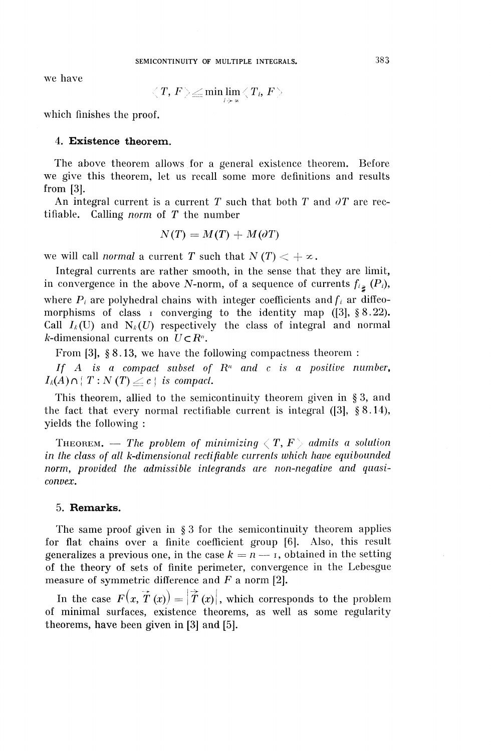we have

$$\langle T, F \rangle \leq \min \lim_{i \to \infty} \langle T_i, F \rangle$$

which finishes the proof.

## 4. **Existence theorem.**

The above theorem allows for a general existence theorem. Before we give this theorem, let us recall some more definitions and results from [3].

An integral current is a current $T$ such that both $T$ and $\partial T$ are rectifiable. Calling *norm* of $T$ the number

$$N(T) = M(T) + M(\partial T)$$

we will call *normal* a current $T$ such that $N(T) < +\infty$.

Integral currents are rather smooth, in the sense that they are limit, in convergence in the above $N$-norm, of a sequence of currents $f_{i\#}(P_i)$, where $P_i$ are polyhedral chains with integer coefficients and $f_i$ ar diffeomorphisms of class 1 converging to the identity map ([3], § 8.22). Call $I_k(U)$ and $N_k(U)$ respectively the class of integral and normal $k$-dimensional currents on $U \subset R^n$.

From [3], § 8.13, we have the following compactness theorem :

*If $A$ is a compact subset of $R^n$ and $c$ is a positive number, $I_k(A) \cap \{ T : N(T) \leq c \}$ is compact.*

This theorem, allied to the semicontinuity theorem given in § 3, and the fact that every normal rectifiable current is integral ([3], § 8.14), yields the following :

THEOREM. — *The problem of minimizing $\langle T, F \rangle$ admits a solution in the class of all k-dimensional rectifiable currents which have equibounded norm, provided the admissible integrands are non-negative and quasi-convex.*

## 5. **Remarks.**

The same proof given in § 3 for the semicontinuity theorem applies for flat chains over a finite coefficient group [6]. Also, this result generalizes a previous one, in the case $k = n - 1$, obtained in the setting of the theory of sets of finite perimeter, convergence in the Lebesgue measure of symmetric difference and $F$ a norm [2].

In the case $F(x, \vec{T}(x)) = |\vec{T}(x)|$, which corresponds to the problem of minimal surfaces, existence theorems, as well as some regularity theorems, have been given in [3] and [5].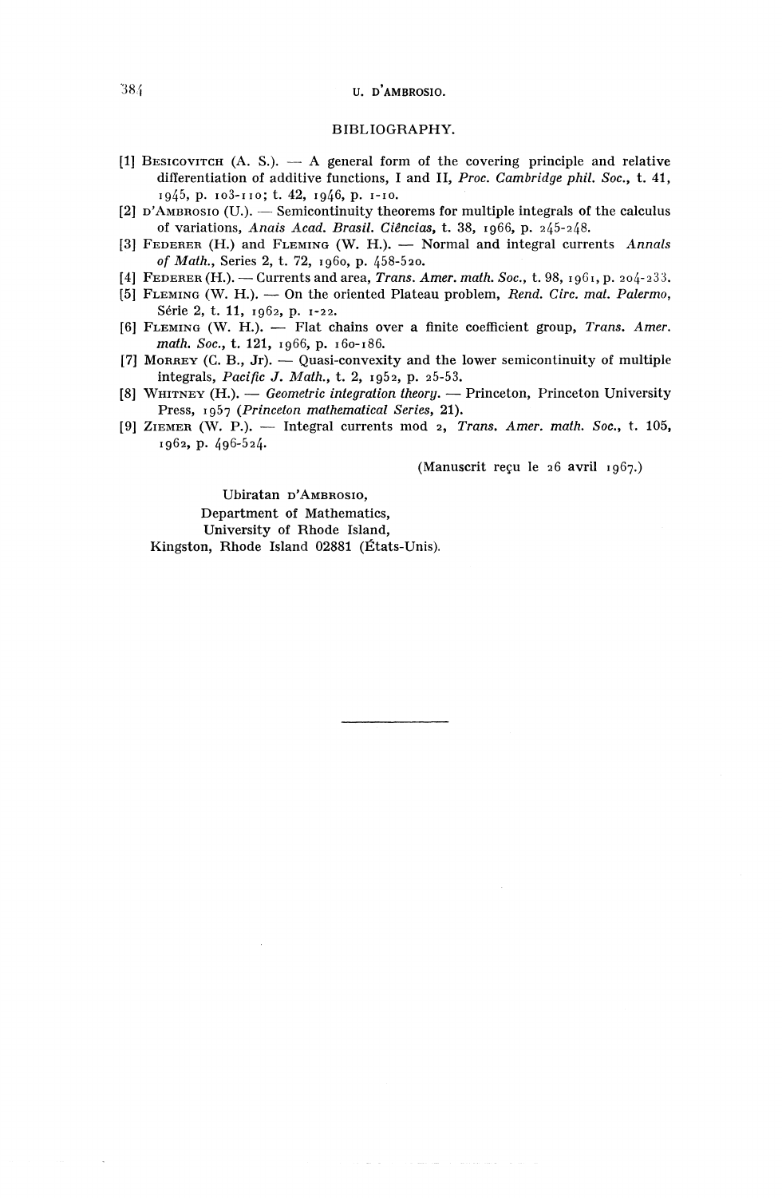## BIBLIOGRAPHY.

[1] BESICOVITCH (A. S.). — A general form of the covering principle and relative differentiation of additive functions, I and II, *Proc. Cambridge phil. Soc.*, t. 41, 1945, p. 103-110; t. 42, 1946, p. 1-10.

[2] D'AMBROSIO (U.). — Semicontinuity theorems for multiple integrals of the calculus of variations, *Anais Acad. Brasil. Ciências*, t. 38, 1966, p. 245-248.

[3] FEDERER (H.) and FLEMING (W. H.). — Normal and integral currents *Annals of Math.*, Series 2, t. 72, 1960, p. 458-520.

[4] FEDERER (H.). — Currents and area, *Trans. Amer. math. Soc.*, t. 98, 1961, p. 204-233.

[5] FLEMING (W. H.). — On the oriented Plateau problem, *Rend. Circ. mat. Palermo*, Série 2, t. 11, 1962, p. 1-22.

[6] FLEMING (W. H.). — Flat chains over a finite coefficient group, *Trans. Amer. math. Soc.*, t. 121, 1966, p. 160-186.

[7] MORREY (C. B., Jr). — Quasi-convexity and the lower semicontinuity of multiple integrals, *Pacific J. Math.*, t. 2, 1952, p. 25-53.

[8] WHITNEY (H.). — *Geometric integration theory.* — Princeton, Princeton University Press, 1957 (*Princeton mathematical Series*, 21).

[9] ZIEMER (W. P.). — Integral currents mod 2, *Trans. Amer. math. Soc.*, t. 105, 1962, p. 496-524.

(Manuscrit reçu le 26 avril 1967.)

Ubiratan D'AMBROSIO,
Department of Mathematics,
University of Rhode Island,
Kingston, Rhode Island 02881 (États-Unis).